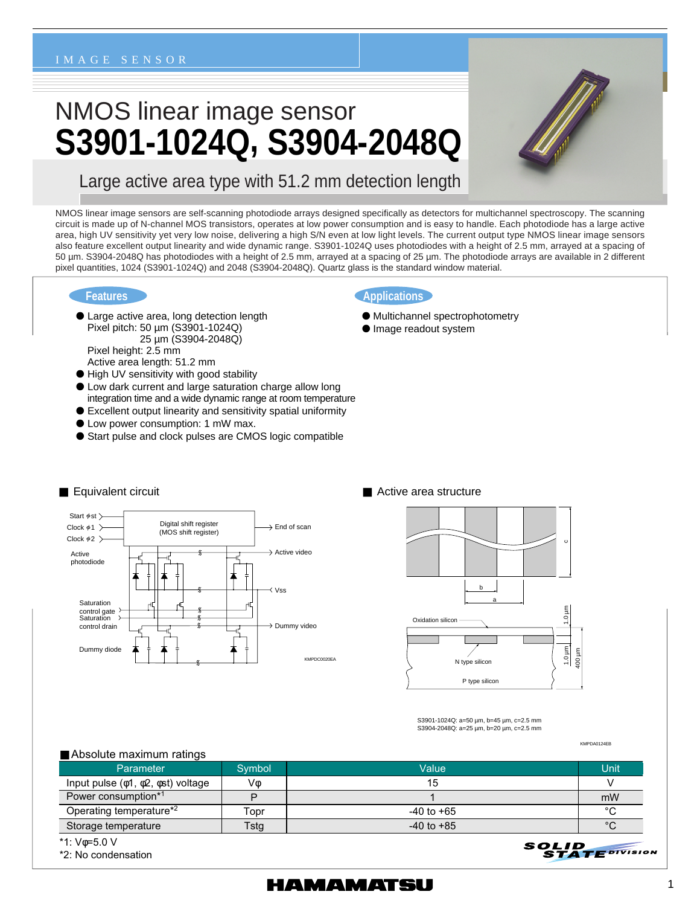IMAGE SENSOR

# NMOS linear image sensor
# S3901-1024Q, S3904-2048Q

## Large active area type with 51.2 mm detection length

NMOS linear image sensors are self-scanning photodiode arrays designed specifically as detectors for multichannel spectroscopy. The scanning circuit is made up of N-channel MOS transistors, operates at low power consumption and is easy to handle. Each photodiode has a large active area, high UV sensitivity yet very low noise, delivering a high S/N even at low light levels. The current output type NMOS linear image sensors also feature excellent output linearity and wide dynamic range. S3901-1024Q uses photodiodes with a height of 2.5 mm, arrayed at a spacing of 50 µm. S3904-2048Q has photodiodes with a height of 2.5 mm, arrayed at a spacing of 25 µm. The photodiode arrays are available in 2 different pixel quantities, 1024 (S3901-1024Q) and 2048 (S3904-2048Q). Quartz glass is the standard window material.

### Features

- Large active area, long detection length
  Pixel pitch: 50 µm (S3901-1024Q)
  25 µm (S3904-2048Q)
  Pixel height: 2.5 mm
  Active area length: 51.2 mm
- High UV sensitivity with good stability
- Low dark current and large saturation charge allow long integration time and a wide dynamic range at room temperature
- Excellent output linearity and sensitivity spatial uniformity
- Low power consumption: 1 mW max.
- Start pulse and clock pulses are CMOS logic compatible

### Applications

- Multichannel spectrophotometry
- Image readout system

### ■ Equivalent circuit

Start φst, Clock φ1, Clock φ2, Digital shift register (MOS shift register), End of scan, Active photodiode, Active video, Vss, Saturation control gate, Saturation control drain, Dummy video, Dummy diode

KMPDC0020EA

### ■ Active area structure

Oxidation silicon, N type silicon, P type silicon, 1.0 µm, 1.0 µm, 400 µm

S3901-1024Q: a=50 µm, b=45 µm, c=2.5 mm
S3904-2048Q: a=25 µm, b=20 µm, c=2.5 mm

KMPDA0124EB

### ■ Absolute maximum ratings

| Parameter | Symbol | Value | Unit |
|---|---|---|---|
| Input pulse (φ1, φ2, φst) voltage | Vφ | 15 | V |
| Power consumption*1 | P | 1 | mW |
| Operating temperature*2 | Topr | -40 to +65 | °C |
| Storage temperature | Tstg | -40 to +85 | °C |

*1: Vφ=5.0 V
*2: No condensation

SOLID STATE DIVISION

HAMAMATSU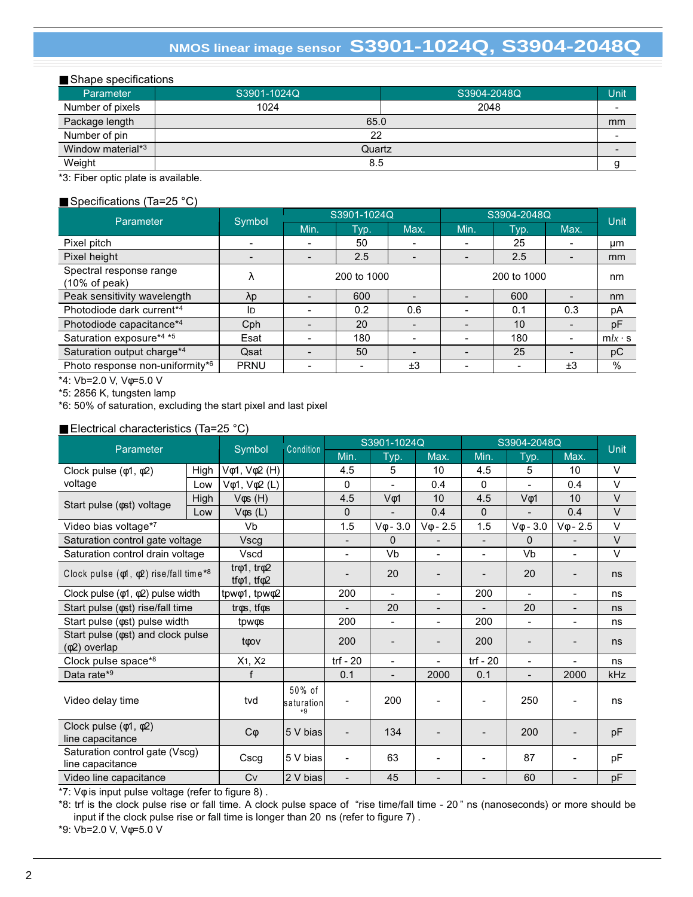## ■ Shape specifications

| Parameter | S3901-1024Q | S3904-2048Q | Unit |
|---|---|---|---|
| Number of pixels | 1024 | 2048 | - |
| Package length | 65.0 | | mm |
| Number of pin | 22 | | - |
| Window material*3 | Quartz | | - |
| Weight | 8.5 | | g |

*3: Fiber optic plate is available.

## ■ Specifications (Ta=25 °C)

| Parameter | Symbol | S3901-1024Q | | | S3904-2048Q | | | Unit |
|---|---|---|---|---|---|---|---|---|
| | | Min. | Typ. | Max. | Min. | Typ. | Max. | |
| Pixel pitch | - | - | 50 | - | - | 25 | - | μm |
| Pixel height | - | - | 2.5 | - | - | 2.5 | - | mm |
| Spectral response range (10% of peak) | λ | 200 to 1000 | | | 200 to 1000 | | | nm |
| Peak sensitivity wavelength | λp | - | 600 | - | - | 600 | - | nm |
| Photodiode dark current*4 | $I_D$ | - | 0.2 | 0.6 | - | 0.1 | 0.3 | pA |
| Photodiode capacitance*4 | Cph | - | 20 | - | - | 10 | - | pF |
| Saturation exposure*4 *5 | Esat | - | 180 | - | - | 180 | - | mlx · s |
| Saturation output charge*4 | Qsat | - | 50 | - | - | 25 | - | pC |
| Photo response non-uniformity*6 | PRNU | - | - | ±3 | - | - | ±3 | % |

*4: Vb=2.0 V, Vφ=5.0 V
*5: 2856 K, tungsten lamp
*6: 50% of saturation, excluding the start pixel and last pixel

## ■ Electrical characteristics (Ta=25 °C)

| Parameter | | Symbol | Condition | S3901-1024Q | | | S3904-2048Q | | | Unit |
|---|---|---|---|---|---|---|---|---|---|---|
| | | | | Min. | Typ. | Max. | Min. | Typ. | Max. | |
| Clock pulse (φ1, φ2) voltage | High | Vφ1, Vφ2 (H) | | 4.5 | 5 | 10 | 4.5 | 5 | 10 | V |
| | Low | Vφ1, Vφ2 (L) | | 0 | - | 0.4 | 0 | - | 0.4 | V |
| Start pulse (φst) voltage | High | Vφs (H) | | 4.5 | Vφ1 | 10 | 4.5 | Vφ1 | 10 | V |
| | Low | Vφs (L) | | 0 | - | 0.4 | 0 | - | 0.4 | V |
| Video bias voltage*7 | | Vb | | 1.5 | Vφ - 3.0 | Vφ - 2.5 | 1.5 | Vφ - 3.0 | Vφ - 2.5 | V |
| Saturation control gate voltage | | Vscg | | - | 0 | - | - | 0 | - | V |
| Saturation control drain voltage | | Vscd | | - | Vb | - | - | Vb | - | V |
| Clock pulse (φ1, φ2) rise/fall time*8 | | trφ1, trφ2 tfφ1, tfφ2 | | - | 20 | - | - | 20 | - | ns |
| Clock pulse (φ1, φ2) pulse width | | tpwφ1, tpwφ2 | | 200 | - | - | 200 | - | - | ns |
| Start pulse (φst) rise/fall time | | trφs, tfφs | | - | 20 | - | - | 20 | - | ns |
| Start pulse (φst) pulse width | | tpwφs | | 200 | - | - | 200 | - | - | ns |
| Start pulse (φst) and clock pulse (φ2) overlap | | tφov | | 200 | - | - | 200 | - | - | ns |
| Clock pulse space*8 | | $X_1$, $X_2$ | | trf - 20 | - | - | trf - 20 | - | - | ns |
| Data rate*9 | | f | | 0.1 | - | 2000 | 0.1 | - | 2000 | kHz |
| Video delay time | | tvd | 50% of saturation *9 | - | 200 | - | - | 250 | - | ns |
| Clock pulse (φ1, φ2) line capacitance | | Cφ | 5 V bias | - | 134 | - | - | 200 | - | pF |
| Saturation control gate (Vscg) line capacitance | | Cscg | 5 V bias | - | 63 | - | - | 87 | - | pF |
| Video line capacitance | | Cv | 2 V bias | - | 45 | - | - | 60 | - | pF |

*7: Vφ is input pulse voltage (refer to figure 8) .
*8: trf is the clock pulse rise or fall time. A clock pulse space of "rise time/fall time - 20" ns (nanoseconds) or more should be input if the clock pulse rise or fall time is longer than 20 ns (refer to figure 7) .
*9: Vb=2.0 V, Vφ=5.0 V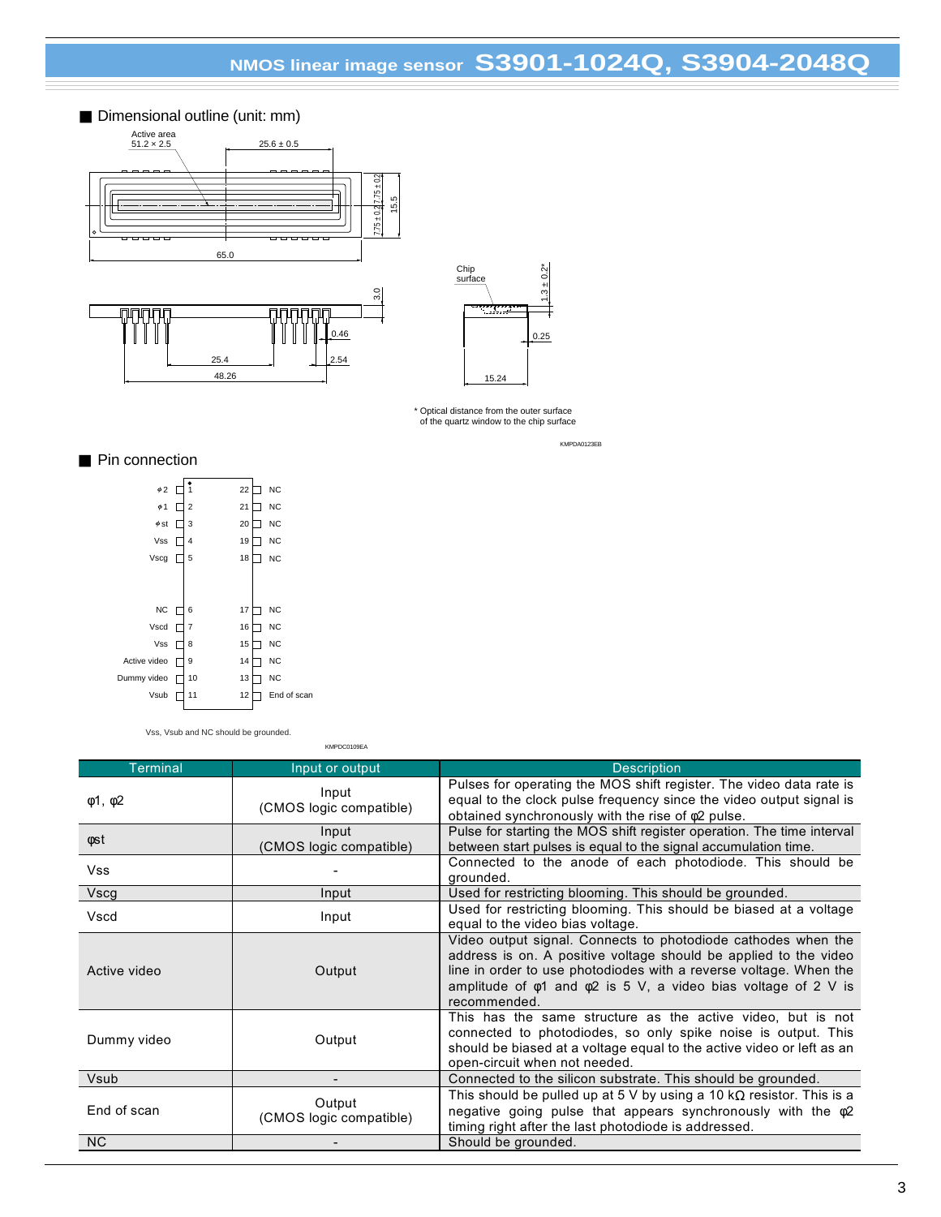## Dimensional outline (unit: mm)

Active area 51.2 × 2.5

25.6 ± 0.5

7.75 ± 0.2

7.75 ± 0.2

15.5

65.0

3.0

0.46

25.4

2.54

48.26

Chip surface

1.3 ± 0.2*

0.25

15.24

\* Optical distance from the outer surface of the quartz window to the chip surface

KMPDA0123EB

## Pin connection

| Pin | Name | Pin | Name |
|---|---|---|---|
| 1 | φ2 | 22 | NC |
| 2 | φ1 | 21 | NC |
| 3 | φst | 20 | NC |
| 4 | Vss | 19 | NC |
| 5 | Vscg | 18 | NC |
| 6 | NC | 17 | NC |
| 7 | Vscd | 16 | NC |
| 8 | Vss | 15 | NC |
| 9 | Active video | 14 | NC |
| 10 | Dummy video | 13 | NC |
| 11 | Vsub | 12 | End of scan |

Vss, Vsub and NC should be grounded.

KMPDC0109EA

| Terminal | Input or output | Description |
|---|---|---|
| φ1, φ2 | Input (CMOS logic compatible) | Pulses for operating the MOS shift register. The video data rate is equal to the clock pulse frequency since the video output signal is obtained synchronously with the rise of φ2 pulse. |
| φst | Input (CMOS logic compatible) | Pulse for starting the MOS shift register operation. The time interval between start pulses is equal to the signal accumulation time. |
| Vss | - | Connected to the anode of each photodiode. This should be grounded. |
| Vscg | Input | Used for restricting blooming. This should be grounded. |
| Vscd | Input | Used for restricting blooming. This should be biased at a voltage equal to the video bias voltage. |
| Active video | Output | Video output signal. Connects to photodiode cathodes when the address is on. A positive voltage should be applied to the video line in order to use photodiodes with a reverse voltage. When the amplitude of φ1 and φ2 is 5 V, a video bias voltage of 2 V is recommended. |
| Dummy video | Output | This has the same structure as the active video, but is not connected to photodiodes, so only spike noise is output. This should be biased at a voltage equal to the active video or left as an open-circuit when not needed. |
| Vsub | - | Connected to the silicon substrate. This should be grounded. |
| End of scan | Output (CMOS logic compatible) | This should be pulled up at 5 V by using a 10 kΩ resistor. This is a negative going pulse that appears synchronously with the φ2 timing right after the last photodiode is addressed. |
| NC | - | Should be grounded. |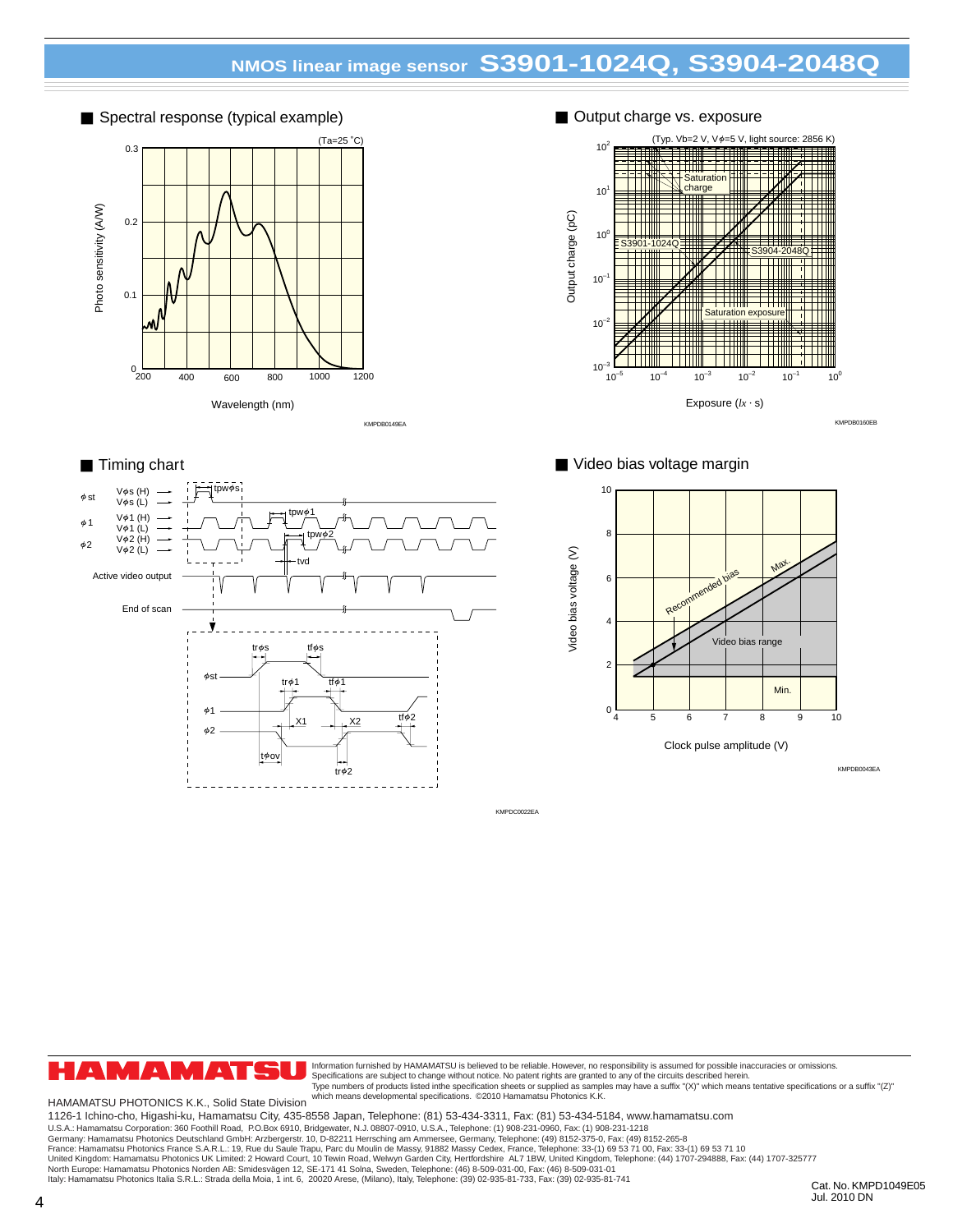## Spectral response (typical example)

(Ta=25 °C)

0.3

0.2

0.1

0

Photo sensitivity (A/W)

200 400 600 800 1000 1200

Wavelength (nm)

KMPDB0149EA

## Output charge vs. exposure

(Typ. Vb=2 V, Vϕ=5 V, light source: 2856 K)

$10^{2}$

$10^{1}$

$10^{0}$

$10^{-1}$

$10^{-2}$

$10^{-3}$

Output charge (pC)

Saturation charge

S3901-1024Q

S3904-2048Q

Saturation exposure

$10^{-5}$ $10^{-4}$ $10^{-3}$ $10^{-2}$ $10^{-1}$ $10^{0}$

Exposure ($lx \cdot s$)

KMPDB0160EB

## Timing chart

ϕst Vϕs (H) Vϕs (L)

ϕ1 Vϕ1 (H) Vϕ1 (L)

ϕ2 Vϕ2 (H) Vϕ2 (L)

tpwϕs

tpwϕ1

tpwϕ2

tvd

Active video output

End of scan

trϕs tfϕs

ϕst

trϕ1 tfϕ1

ϕ1

X1 X2

tfϕ2

ϕ2

tϕov

trϕ2

KMPDC0022EA

## Video bias voltage margin

10

8

6

4

2

0

Video bias voltage (V)

Max.

Recommended bias

Video bias range

Min.

4 5 6 7 8 9 10

Clock pulse amplitude (V)

KMPDB0043EA

---

HAMAMATSU

Information furnished by HAMAMATSU is believed to be reliable. However, no responsibility is assumed for possible inaccuracies or omissions. Specifications are subject to change without notice. No patent rights are granted to any of the circuits described herein. Type numbers of products listed inthe specification sheets or supplied as samples may have a suffix "(X)" which means tentative specifications or a suffix "(Z)" which means developmental specifications. ©2010 Hamamatsu Photonics K.K.

HAMAMATSU PHOTONICS K.K., Solid State Division

1126-1 Ichino-cho, Higashi-ku, Hamamatsu City, 435-8558 Japan, Telephone: (81) 53-434-3311, Fax: (81) 53-434-5184, www.hamamatsu.com

U.S.A.: Hamamatsu Corporation: 360 Foothill Road, P.O.Box 6910, Bridgewater, N.J. 08807-0910, U.S.A., Telephone: (1) 908-231-0960, Fax: (1) 908-231-1218

Germany: Hamamatsu Photonics Deutschland GmbH: Arzbergerstr. 10, D-82211 Herrsching am Ammersee, Germany, Telephone: (49) 8152-375-0, Fax: (49) 8152-265-8

France: Hamamatsu Photonics France S.A.R.L.: 19, Rue du Saule Trapu, Parc du Moulin de Massy, 91882 Massy Cedex, France, Telephone: 33-(1) 69 53 71 00, Fax: 33-(1) 69 53 71 10

United Kingdom: Hamamatsu Photonics UK Limited: 2 Howard Court, 10 Tewin Road, Welwyn Garden City, Hertfordshire AL7 1BW, United Kingdom, Telephone: (44) 1707-294888, Fax: (44) 1707-325777

North Europe: Hamamatsu Photonics Norden AB: Smidesvägen 12, SE-171 41 Solna, Sweden, Telephone: (46) 8-509-031-00, Fax: (46) 8-509-031-01

Italy: Hamamatsu Photonics Italia S.R.L.: Strada della Moia, 1 int. 6, 20020 Arese, (Milano), Italy, Telephone: (39) 02-935-81-733, Fax: (39) 02-935-81-741

Cat. No. KMPD1049E05
Jul. 2010 DN